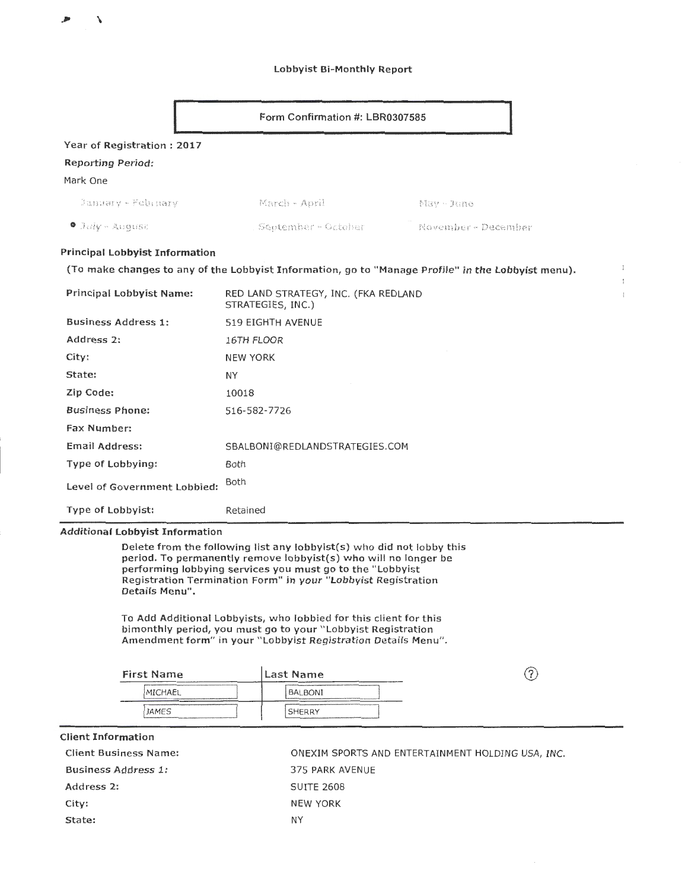# Lobbyist Bi-Monthly Report

**Form Confirmation #: LBR0307585**

**Year of Registration : 2017**

**Reporting Period:**

Mark One

| | | |
|---|---|---|
| January - February | March - April | May - June |
| ● July - August | September - October | November - December |

### Principal Lobbyist Information

**(To make changes to any of the Lobbyist Information, go to "Manage Profile" in the Lobbyist menu).**

| | |
|---|---|
| **Principal Lobbyist Name:** | RED LAND STRATEGY, INC. (FKA REDLAND STRATEGIES, INC.) |
| **Business Address 1:** | 519 EIGHTH AVENUE |
| **Address 2:** | 16TH FLOOR |
| **City:** | NEW YORK |
| **State:** | NY |
| **Zip Code:** | 10018 |
| **Business Phone:** | 516-582-7726 |
| **Fax Number:** | |
| **Email Address:** | SBALBONI@REDLANDSTRATEGIES.COM |
| **Type of Lobbying:** | Both |
| **Level of Government Lobbied:** | Both |
| **Type of Lobbyist:** | Retained |

### Additional Lobbyist Information

**Delete from the following list any lobbyist(s) who did not lobby this period. To permanently remove lobbyist(s) who will no longer be performing lobbying services you must go to the "Lobbyist Registration Termination Form" in your "Lobbyist Registration Details Menu".**

**To Add Additional Lobbyists, who lobbied for this client for this bimonthly period, you must go to your "Lobbyist Registration Amendment form" in your "Lobbyist Registration Details Menu".**

| First Name | Last Name |
|---|---|
| MICHAEL | BALBONI |
| JAMES | SHERRY |

### Client Information

| | |
|---|---|
| **Client Business Name:** | ONEXIM SPORTS AND ENTERTAINMENT HOLDING USA, INC. |
| **Business Address 1:** | 375 PARK AVENUE |
| **Address 2:** | SUITE 2608 |
| **City:** | NEW YORK |
| **State:** | NY |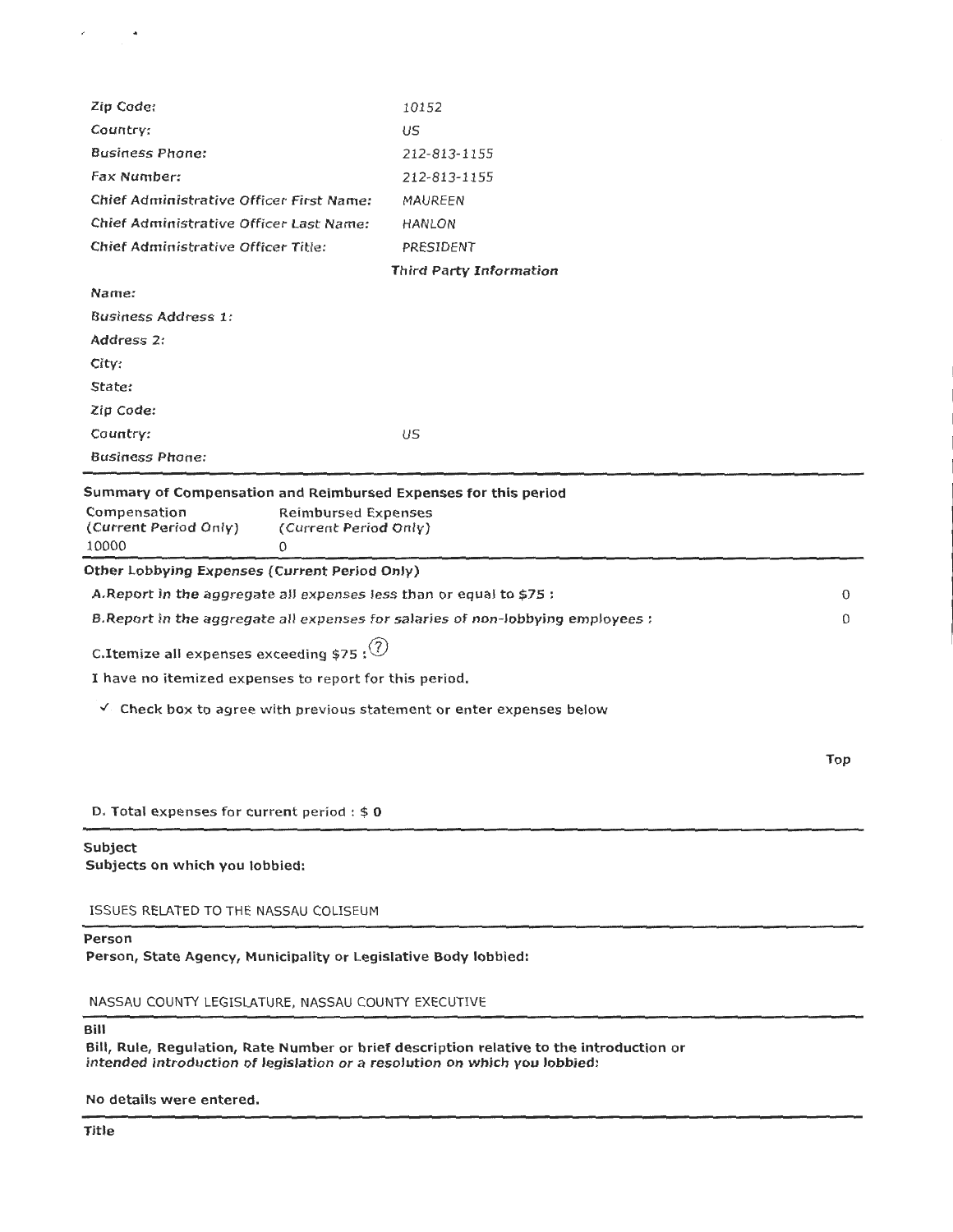| | |
|---|---|
| Zip Code: | 10152 |
| Country: | US |
| Business Phone: | 212-813-1155 |
| Fax Number: | 212-813-1155 |
| Chief Administrative Officer First Name: | MAUREEN |
| Chief Administrative Officer Last Name: | HANLON |
| Chief Administrative Officer Title: | PRESIDENT |

**Third Party Information**

| | |
|---|---|
| Name: | |
| Business Address 1: | |
| Address 2: | |
| City: | |
| State: | |
| Zip Code: | |
| Country: | US |
| Business Phone: | |

**Summary of Compensation and Reimbursed Expenses for this period**

| Compensation (Current Period Only) | Reimbursed Expenses (Current Period Only) |
|---|---|
| 10000 | 0 |

**Other Lobbying Expenses (Current Period Only)**

| | |
|---|---|
| A.Report in the aggregate all expenses less than or equal to $75 : | 0 |
| B.Report in the aggregate all expenses for salaries of non-lobbying employees : | 0 |

C.Itemize all expenses exceeding $75 :

I have no itemized expenses to report for this period.

✓ Check box to agree with previous statement or enter expenses below

Top

D. Total expenses for current period : $ **0**

**Subject**

**Subjects on which you lobbied:**

ISSUES RELATED TO THE NASSAU COLISEUM

**Person**

**Person, State Agency, Municipality or Legislative Body lobbied:**

NASSAU COUNTY LEGISLATURE, NASSAU COUNTY EXECUTIVE

**Bill**

**Bill, Rule, Regulation, Rate Number or brief description relative to the introduction or intended introduction of legislation or a resolution on which you lobbied:**

**No details were entered.**

**Title**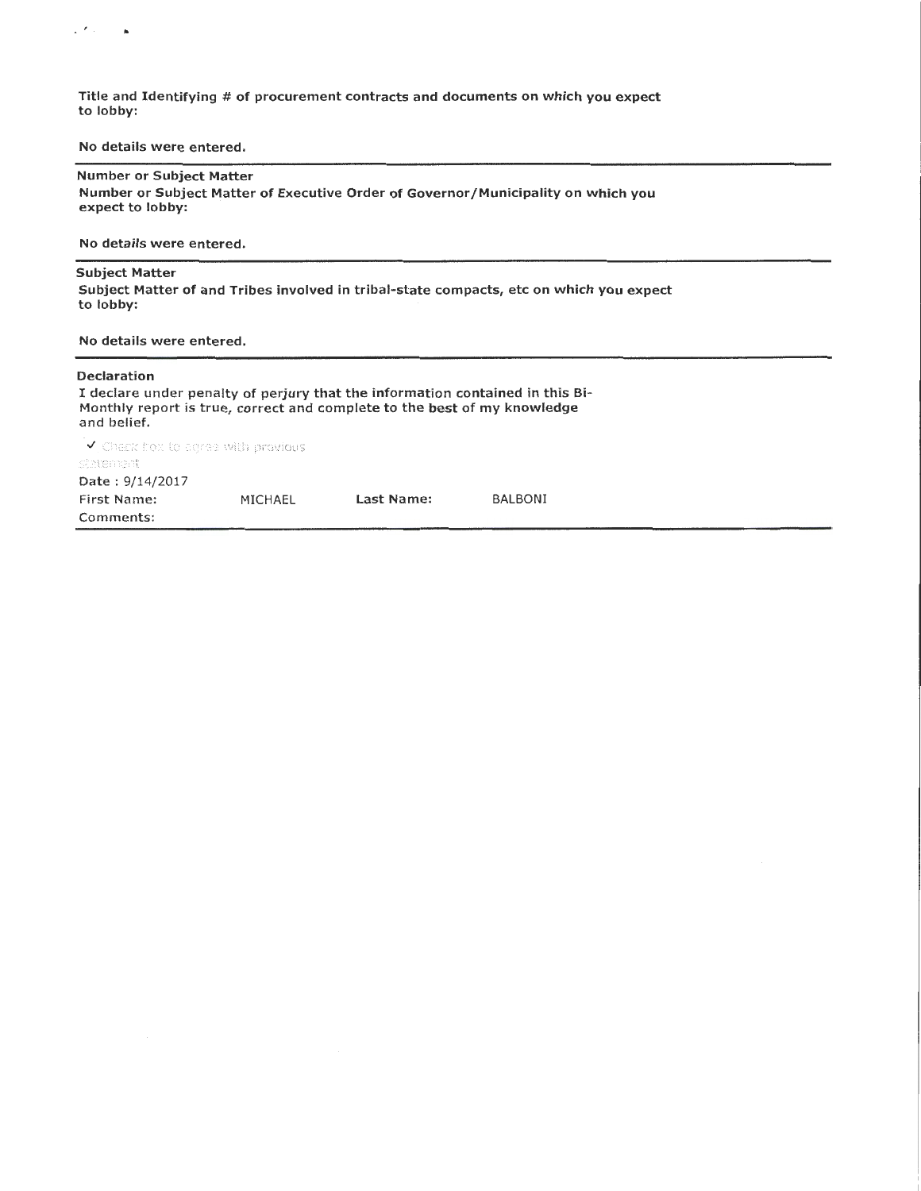**Title and Identifying # of procurement contracts and documents on which you expect to lobby:**

No details were entered.

---

**Number or Subject Matter**

**Number or Subject Matter of Executive Order of Governor/Municipality on which you expect to lobby:**

No details were entered.

---

**Subject Matter**

**Subject Matter of and Tribes involved in tribal-state compacts, etc on which you expect to lobby:**

No details were entered.

---

**Declaration**

I declare under penalty of perjury that the information contained in this Bi-Monthly report is true, correct and complete to the best of my knowledge and belief.

✓ Check box to agree with previous statement

Date : 9/14/2017

| First Name: | MICHAEL | Last Name: | BALBONI |
| --- | --- | --- | --- |

Comments: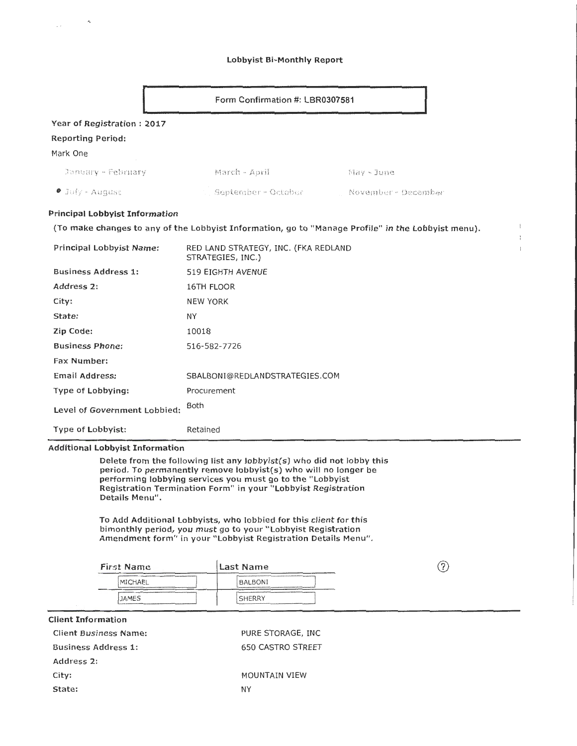**Lobbyist Bi-Monthly Report**

Form Confirmation #: LBR0307581

**Year of Registration : 2017**

**Reporting Period:**

Mark One

| | | |
|---|---|---|
| January - February | March - April | May - June |
| ● July - August | September - October | November - December |

**Principal Lobbyist Information**

**(To make changes to any of the Lobbyist Information, go to "Manage Profile" in the Lobbyist menu).**

| | |
|---|---|
| **Principal Lobbyist Name:** | RED LAND STRATEGY, INC. (FKA REDLAND STRATEGIES, INC.) |
| **Business Address 1:** | 519 EIGHTH AVENUE |
| **Address 2:** | 16TH FLOOR |
| **City:** | NEW YORK |
| **State:** | NY |
| **Zip Code:** | 10018 |
| **Business Phone:** | 516-582-7726 |
| **Fax Number:** | |
| **Email Address:** | SBALBONI@REDLANDSTRATEGIES.COM |
| **Type of Lobbying:** | Procurement |
| **Level of Government Lobbied:** | Both |
| **Type of Lobbyist:** | Retained |

**Additional Lobbyist Information**

**Delete from the following list any lobbyist(s) who did not lobby this period. To permanently remove lobbyist(s) who will no longer be performing lobbying services you must go to the "Lobbyist Registration Termination Form" in your "Lobbyist Registration Details Menu".**

**To Add Additional Lobbyists, who lobbied for this client for this bimonthly period, you must go to your "Lobbyist Registration Amendment form" in your "Lobbyist Registration Details Menu".**

| First Name | Last Name |
|---|---|
| MICHAEL | BALBONI |
| JAMES | SHERRY |

**Client Information**

| | |
|---|---|
| Client Business Name: | PURE STORAGE, INC |
| Business Address 1: | 650 CASTRO STREET |
| Address 2: | |
| City: | MOUNTAIN VIEW |
| State: | NY |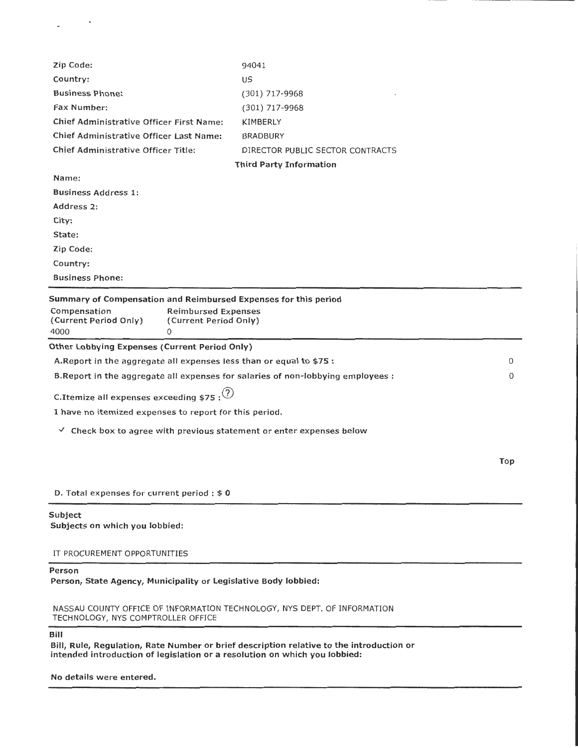| | |
|---|---|
| Zip Code: | 94041 |
| Country: | US |
| Business Phone: | (301) 717-9968 |
| Fax Number: | (301) 717-9968 |
| Chief Administrative Officer First Name: | KIMBERLY |
| Chief Administrative Officer Last Name: | BRADBURY |
| Chief Administrative Officer Title: | DIRECTOR PUBLIC SECTOR CONTRACTS |

**Third Party Information**

| | |
|---|---|
| Name: | |
| Business Address 1: | |
| Address 2: | |
| City: | |
| State: | |
| Zip Code: | |
| Country: | |
| Business Phone: | |

**Summary of Compensation and Reimbursed Expenses for this period**

| Compensation (Current Period Only) | Reimbursed Expenses (Current Period Only) |
|---|---|
| 4000 | 0 |

**Other Lobbying Expenses (Current Period Only)**

| | |
|---|---|
| A.Report in the aggregate all expenses less than or equal to $75 : | 0 |
| B.Report in the aggregate all expenses for salaries of non-lobbying employees : | 0 |

C.Itemize all expenses exceeding $75 :

I have no itemized expenses to report for this period.

✓ Check box to agree with previous statement or enter expenses below

Top

D. Total expenses for current period : $ 0

**Subject**

**Subjects on which you lobbied:**

IT PROCUREMENT OPPORTUNITIES

**Person**

**Person, State Agency, Municipality or Legislative Body lobbied:**

NASSAU COUNTY OFFICE OF INFORMATION TECHNOLOGY, NYS DEPT. OF INFORMATION TECHNOLOGY, NYS COMPTROLLER OFFICE

**Bill**

**Bill, Rule, Regulation, Rate Number or brief description relative to the introduction or intended introduction of legislation or a resolution on which you lobbied:**

**No details were entered.**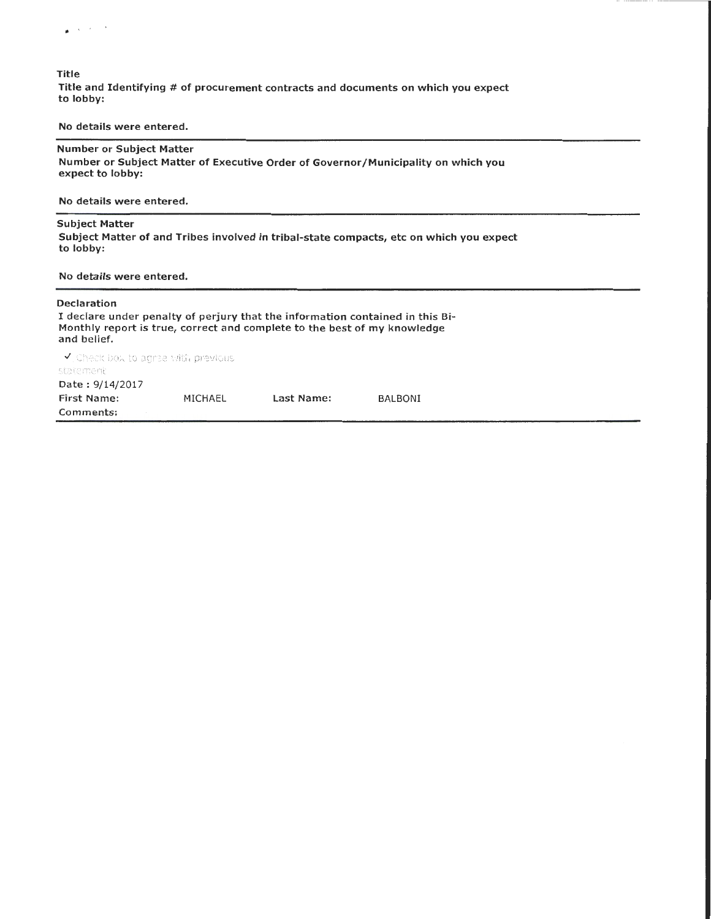**Title**

**Title and Identifying # of procurement contracts and documents on which you expect to lobby:**

**No details were entered.**

---

**Number or Subject Matter**

**Number or Subject Matter of Executive Order of Governor/Municipality on which you expect to lobby:**

**No details were entered.**

---

**Subject Matter**

**Subject Matter of and Tribes involved in tribal-state compacts, etc on which you expect to lobby:**

**No details were entered.**

---

**Declaration**

**I declare under penalty of perjury that the information contained in this Bi-Monthly report is true, correct and complete to the best of my knowledge and belief.**

✓ Check box to agree with previous statement

**Date :** 9/14/2017

| | | | |
|---|---|---|---|
| **First Name:** | MICHAEL | **Last Name:** | BALBONI |

**Comments:**